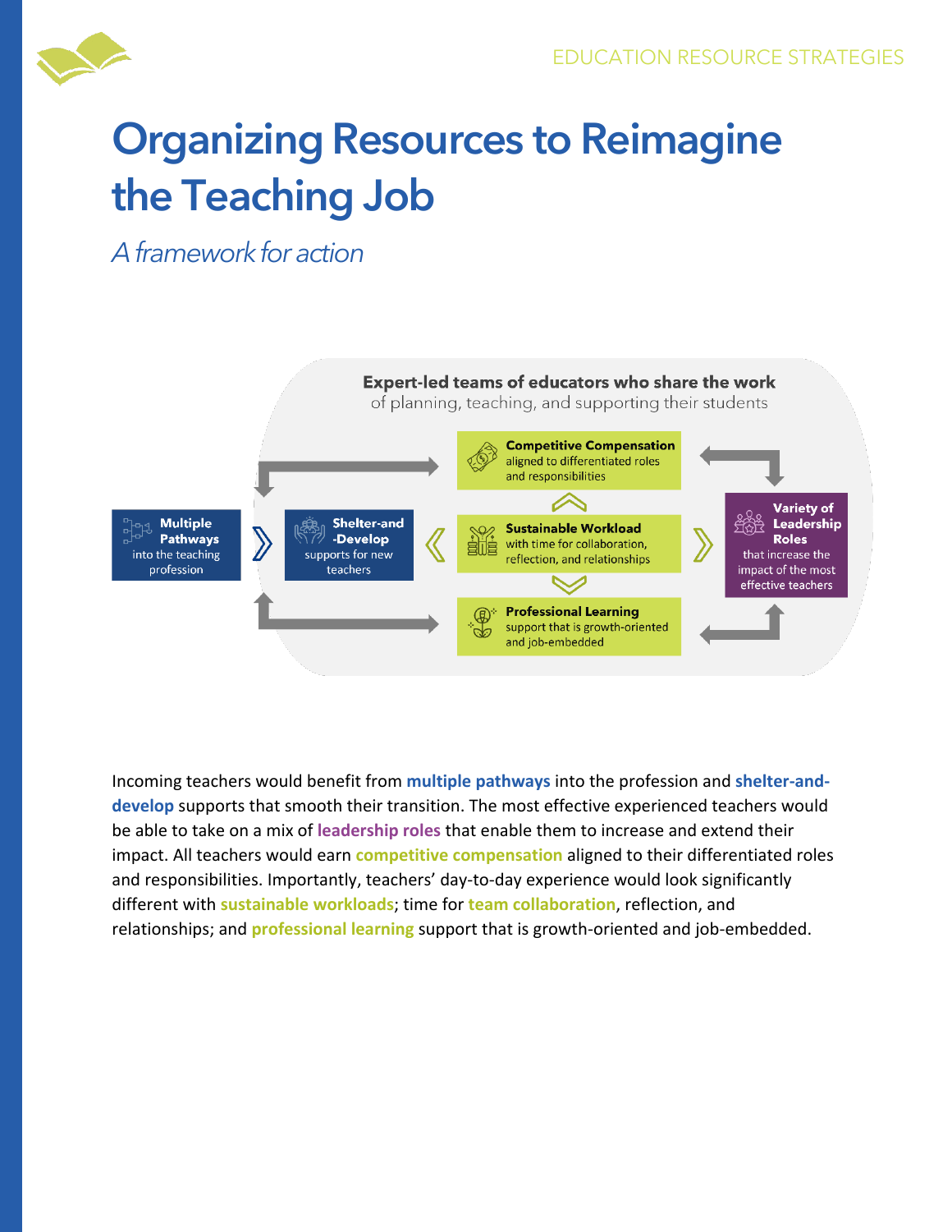EDUCATION RESOURCE STRATEGIES

# Organizing Resources to Reimagine the Teaching Job

*A framework for action*

**Expert-led teams of educators who share the work** of planning, teaching, and supporting their students

**Multiple Pathways** into the teaching profession

**Shelter-and-Develop** supports for new teachers

**Competitive Compensation** aligned to differentiated roles and responsibilities

**Sustainable Workload** with time for collaboration, reflection, and relationships

**Professional Learning** support that is growth-oriented and job-embedded

**Variety of Leadership Roles** that increase the impact of the most effective teachers

Incoming teachers would benefit from **multiple pathways** into the profession and **shelter-and-develop** supports that smooth their transition. The most effective experienced teachers would be able to take on a mix of **leadership roles** that enable them to increase and extend their impact. All teachers would earn **competitive compensation** aligned to their differentiated roles and responsibilities. Importantly, teachers' day-to-day experience would look significantly different with **sustainable workloads**; time for **team collaboration**, reflection, and relationships; and **professional learning** support that is growth-oriented and job-embedded.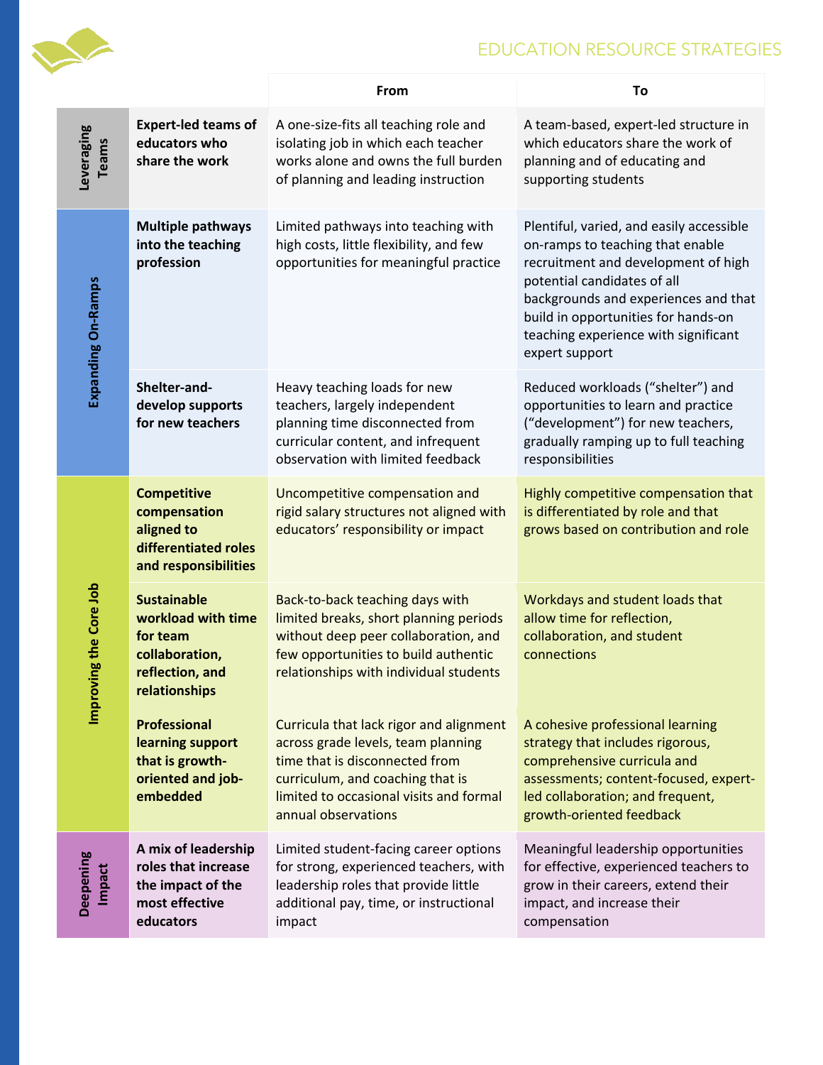| | | From | To |
|---|---|---|---|
| Leveraging Teams | **Expert-led teams of educators who share the work** | A one-size-fits all teaching role and isolating job in which each teacher works alone and owns the full burden of planning and leading instruction | A team-based, expert-led structure in which educators share the work of planning and of educating and supporting students |
| Expanding On-Ramps | **Multiple pathways into the teaching profession** | Limited pathways into teaching with high costs, little flexibility, and few opportunities for meaningful practice | Plentiful, varied, and easily accessible on-ramps to teaching that enable recruitment and development of high potential candidates of all backgrounds and experiences and that build in opportunities for hands-on teaching experience with significant expert support |
| | **Shelter-and-develop supports for new teachers** | Heavy teaching loads for new teachers, largely independent planning time disconnected from curricular content, and infrequent observation with limited feedback | Reduced workloads ("shelter") and opportunities to learn and practice ("development") for new teachers, gradually ramping up to full teaching responsibilities |
| Improving the Core Job | **Competitive compensation aligned to differentiated roles and responsibilities** | Uncompetitive compensation and rigid salary structures not aligned with educators' responsibility or impact | Highly competitive compensation that is differentiated by role and that grows based on contribution and role |
| | **Sustainable workload with time for team collaboration, reflection, and relationships** | Back-to-back teaching days with limited breaks, short planning periods without deep peer collaboration, and few opportunities to build authentic relationships with individual students | Workdays and student loads that allow time for reflection, collaboration, and student connections |
| | **Professional learning support that is growth-oriented and job-embedded** | Curricula that lack rigor and alignment across grade levels, team planning time that is disconnected from curriculum, and coaching that is limited to occasional visits and formal annual observations | A cohesive professional learning strategy that includes rigorous, comprehensive curricula and assessments; content-focused, expert-led collaboration; and frequent, growth-oriented feedback |
| Deepening Impact | **A mix of leadership roles that increase the impact of the most effective educators** | Limited student-facing career options for strong, experienced teachers, with leadership roles that provide little additional pay, time, or instructional impact | Meaningful leadership opportunities for effective, experienced teachers to grow in their careers, extend their impact, and increase their compensation |